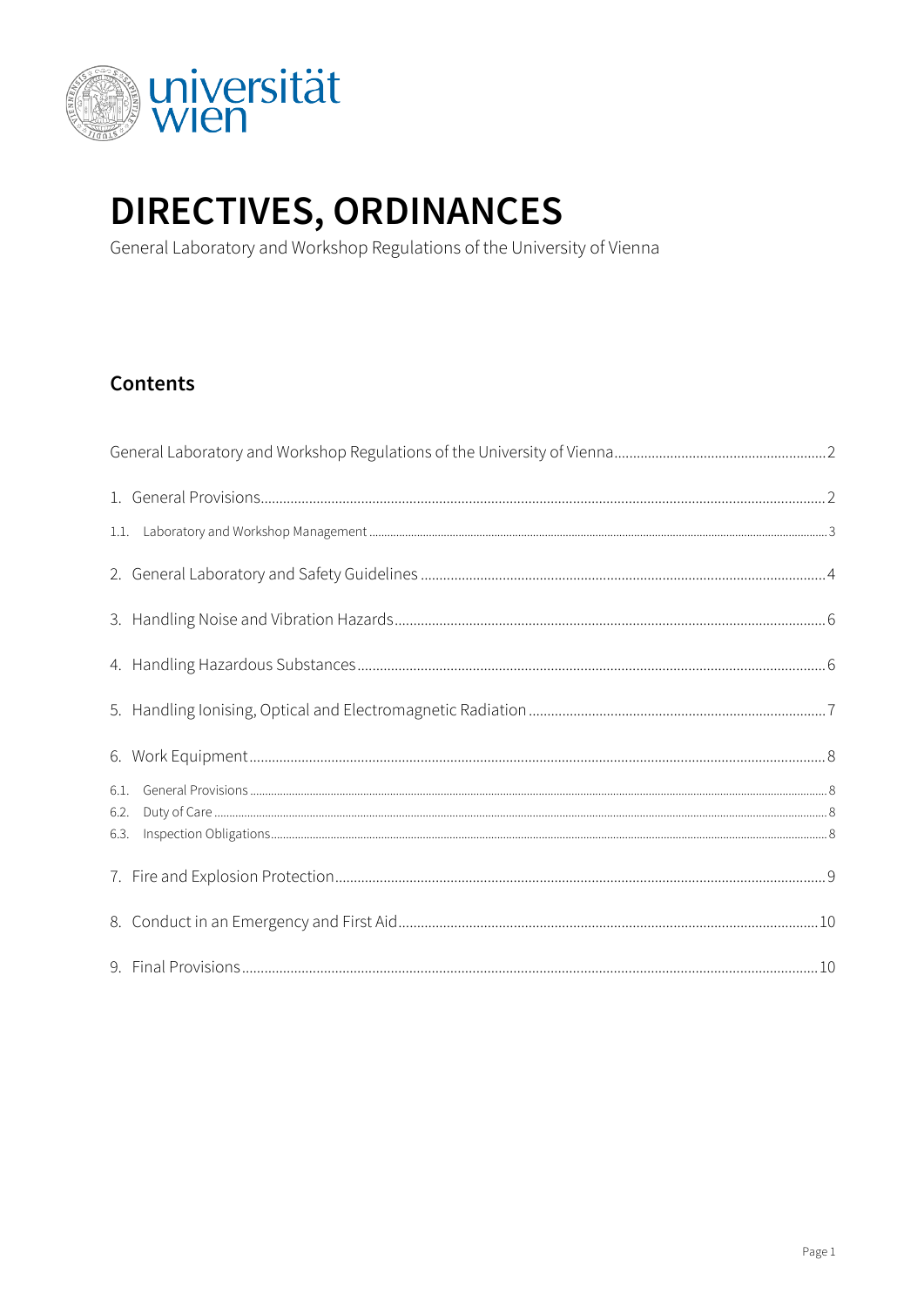# DIRECTIVES, ORDINANCES

General Laboratory and Workshop Regulations of the University of Vienna

## Contents

General Laboratory and Workshop Regulations of the University of Vienna ........ 2

1. General Provisions ........ 2
   - 1.1. Laboratory and Workshop Management ........ 3
2. General Laboratory and Safety Guidelines ........ 4
3. Handling Noise and Vibration Hazards ........ 6
4. Handling Hazardous Substances ........ 6
5. Handling Ionising, Optical and Electromagnetic Radiation ........ 7
6. Work Equipment ........ 8
   - 6.1. General Provisions ........ 8
   - 6.2. Duty of Care ........ 8
   - 6.3. Inspection Obligations ........ 8
7. Fire and Explosion Protection ........ 9
8. Conduct in an Emergency and First Aid ........ 10
9. Final Provisions ........ 10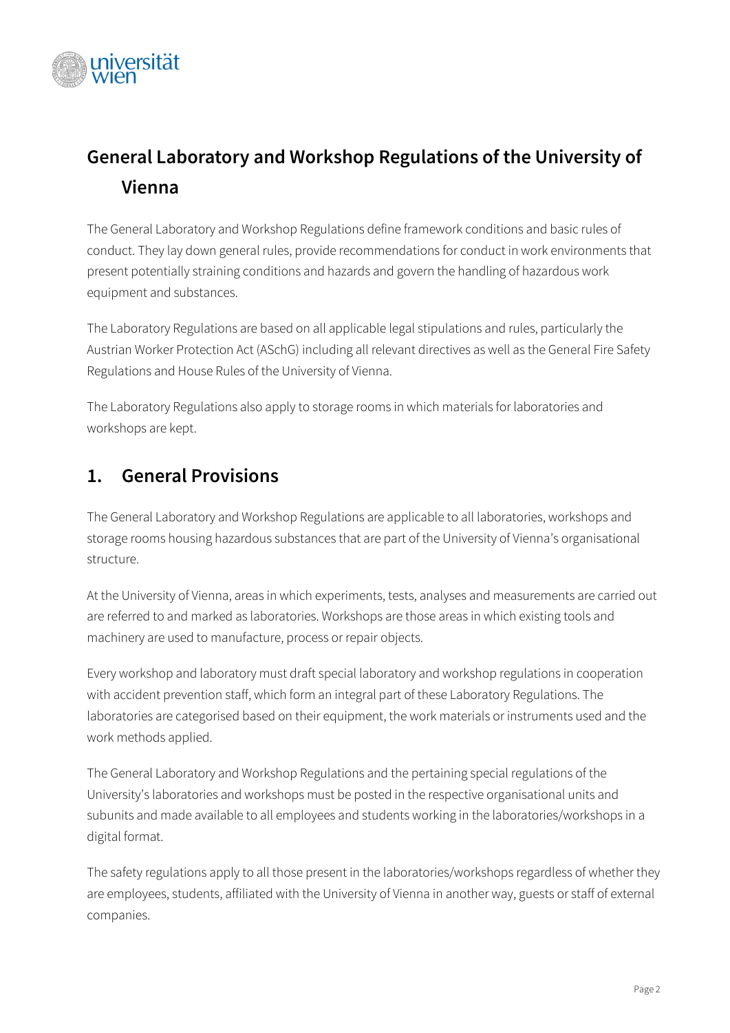# General Laboratory and Workshop Regulations of the University of Vienna

The General Laboratory and Workshop Regulations define framework conditions and basic rules of conduct. They lay down general rules, provide recommendations for conduct in work environments that present potentially straining conditions and hazards and govern the handling of hazardous work equipment and substances.

The Laboratory Regulations are based on all applicable legal stipulations and rules, particularly the Austrian Worker Protection Act (ASchG) including all relevant directives as well as the General Fire Safety Regulations and House Rules of the University of Vienna.

The Laboratory Regulations also apply to storage rooms in which materials for laboratories and workshops are kept.

## 1. General Provisions

The General Laboratory and Workshop Regulations are applicable to all laboratories, workshops and storage rooms housing hazardous substances that are part of the University of Vienna's organisational structure.

At the University of Vienna, areas in which experiments, tests, analyses and measurements are carried out are referred to and marked as laboratories. Workshops are those areas in which existing tools and machinery are used to manufacture, process or repair objects.

Every workshop and laboratory must draft special laboratory and workshop regulations in cooperation with accident prevention staff, which form an integral part of these Laboratory Regulations. The laboratories are categorised based on their equipment, the work materials or instruments used and the work methods applied.

The General Laboratory and Workshop Regulations and the pertaining special regulations of the University's laboratories and workshops must be posted in the respective organisational units and subunits and made available to all employees and students working in the laboratories/workshops in a digital format.

The safety regulations apply to all those present in the laboratories/workshops regardless of whether they are employees, students, affiliated with the University of Vienna in another way, guests or staff of external companies.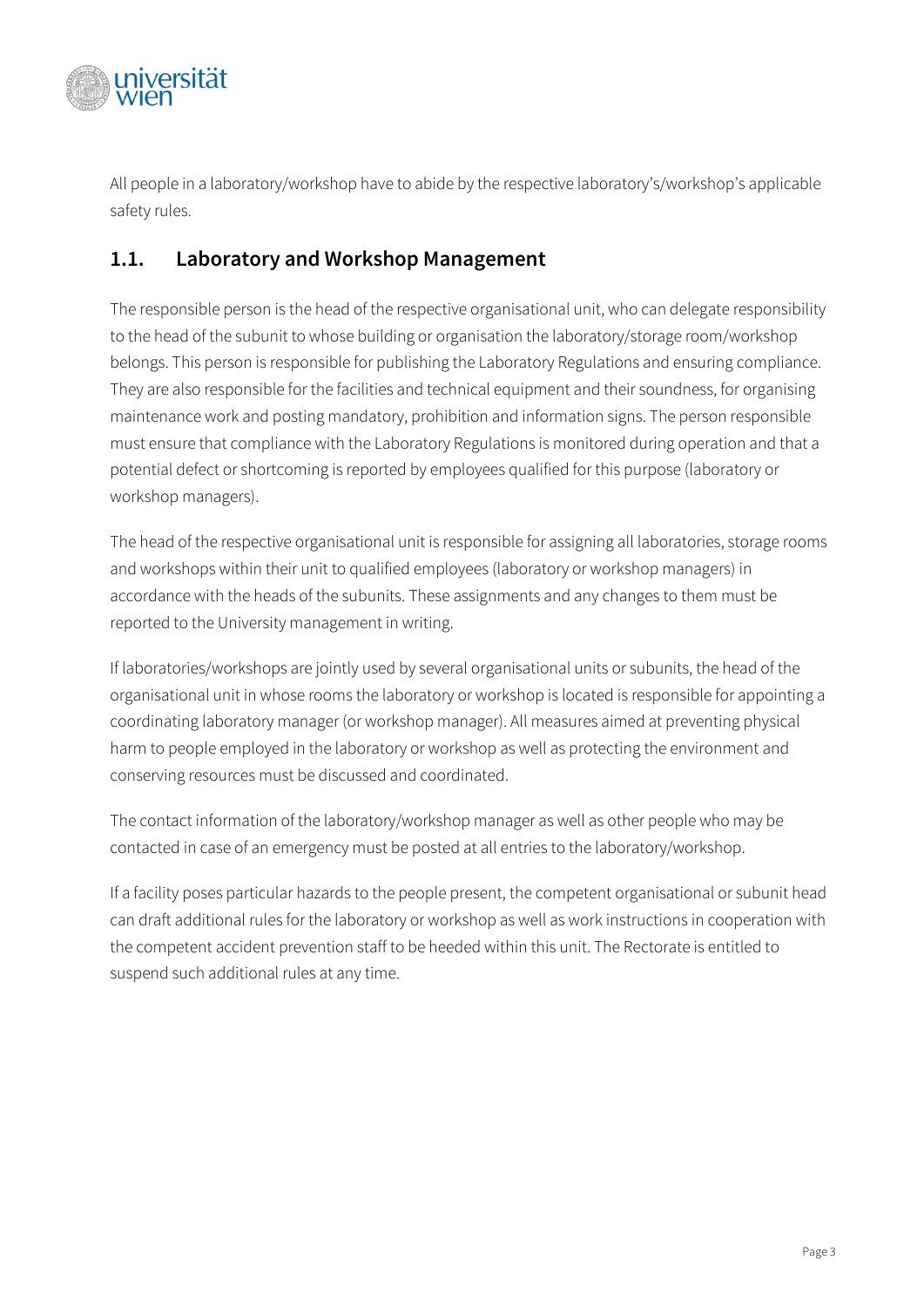All people in a laboratory/workshop have to abide by the respective laboratory's/workshop's applicable safety rules.

## 1.1. Laboratory and Workshop Management

The responsible person is the head of the respective organisational unit, who can delegate responsibility to the head of the subunit to whose building or organisation the laboratory/storage room/workshop belongs. This person is responsible for publishing the Laboratory Regulations and ensuring compliance. They are also responsible for the facilities and technical equipment and their soundness, for organising maintenance work and posting mandatory, prohibition and information signs. The person responsible must ensure that compliance with the Laboratory Regulations is monitored during operation and that a potential defect or shortcoming is reported by employees qualified for this purpose (laboratory or workshop managers).

The head of the respective organisational unit is responsible for assigning all laboratories, storage rooms and workshops within their unit to qualified employees (laboratory or workshop managers) in accordance with the heads of the subunits. These assignments and any changes to them must be reported to the University management in writing.

If laboratories/workshops are jointly used by several organisational units or subunits, the head of the organisational unit in whose rooms the laboratory or workshop is located is responsible for appointing a coordinating laboratory manager (or workshop manager). All measures aimed at preventing physical harm to people employed in the laboratory or workshop as well as protecting the environment and conserving resources must be discussed and coordinated.

The contact information of the laboratory/workshop manager as well as other people who may be contacted in case of an emergency must be posted at all entries to the laboratory/workshop.

If a facility poses particular hazards to the people present, the competent organisational or subunit head can draft additional rules for the laboratory or workshop as well as work instructions in cooperation with the competent accident prevention staff to be heeded within this unit. The Rectorate is entitled to suspend such additional rules at any time.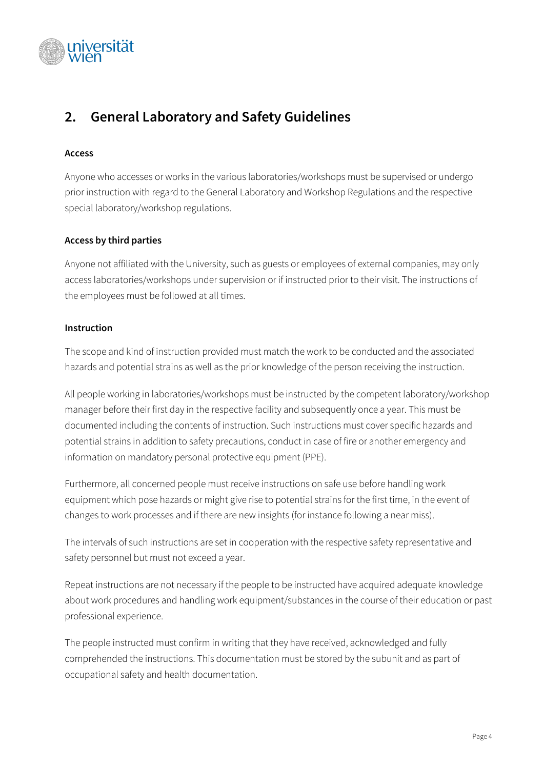## 2. General Laboratory and Safety Guidelines

**Access**

Anyone who accesses or works in the various laboratories/workshops must be supervised or undergo prior instruction with regard to the General Laboratory and Workshop Regulations and the respective special laboratory/workshop regulations.

**Access by third parties**

Anyone not affiliated with the University, such as guests or employees of external companies, may only access laboratories/workshops under supervision or if instructed prior to their visit. The instructions of the employees must be followed at all times.

**Instruction**

The scope and kind of instruction provided must match the work to be conducted and the associated hazards and potential strains as well as the prior knowledge of the person receiving the instruction.

All people working in laboratories/workshops must be instructed by the competent laboratory/workshop manager before their first day in the respective facility and subsequently once a year. This must be documented including the contents of instruction. Such instructions must cover specific hazards and potential strains in addition to safety precautions, conduct in case of fire or another emergency and information on mandatory personal protective equipment (PPE).

Furthermore, all concerned people must receive instructions on safe use before handling work equipment which pose hazards or might give rise to potential strains for the first time, in the event of changes to work processes and if there are new insights (for instance following a near miss).

The intervals of such instructions are set in cooperation with the respective safety representative and safety personnel but must not exceed a year.

Repeat instructions are not necessary if the people to be instructed have acquired adequate knowledge about work procedures and handling work equipment/substances in the course of their education or past professional experience.

The people instructed must confirm in writing that they have received, acknowledged and fully comprehended the instructions. This documentation must be stored by the subunit and as part of occupational safety and health documentation.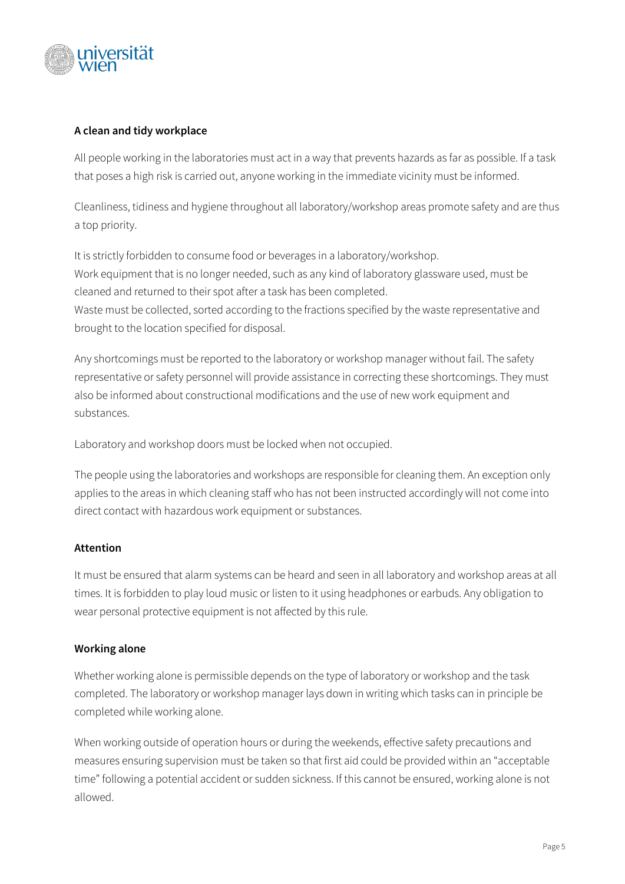**A clean and tidy workplace**

All people working in the laboratories must act in a way that prevents hazards as far as possible. If a task that poses a high risk is carried out, anyone working in the immediate vicinity must be informed.

Cleanliness, tidiness and hygiene throughout all laboratory/workshop areas promote safety and are thus a top priority.

It is strictly forbidden to consume food or beverages in a laboratory/workshop.
Work equipment that is no longer needed, such as any kind of laboratory glassware used, must be cleaned and returned to their spot after a task has been completed.
Waste must be collected, sorted according to the fractions specified by the waste representative and brought to the location specified for disposal.

Any shortcomings must be reported to the laboratory or workshop manager without fail. The safety representative or safety personnel will provide assistance in correcting these shortcomings. They must also be informed about constructional modifications and the use of new work equipment and substances.

Laboratory and workshop doors must be locked when not occupied.

The people using the laboratories and workshops are responsible for cleaning them. An exception only applies to the areas in which cleaning staff who has not been instructed accordingly will not come into direct contact with hazardous work equipment or substances.

**Attention**

It must be ensured that alarm systems can be heard and seen in all laboratory and workshop areas at all times. It is forbidden to play loud music or listen to it using headphones or earbuds. Any obligation to wear personal protective equipment is not affected by this rule.

**Working alone**

Whether working alone is permissible depends on the type of laboratory or workshop and the task completed. The laboratory or workshop manager lays down in writing which tasks can in principle be completed while working alone.

When working outside of operation hours or during the weekends, effective safety precautions and measures ensuring supervision must be taken so that first aid could be provided within an "acceptable time" following a potential accident or sudden sickness. If this cannot be ensured, working alone is not allowed.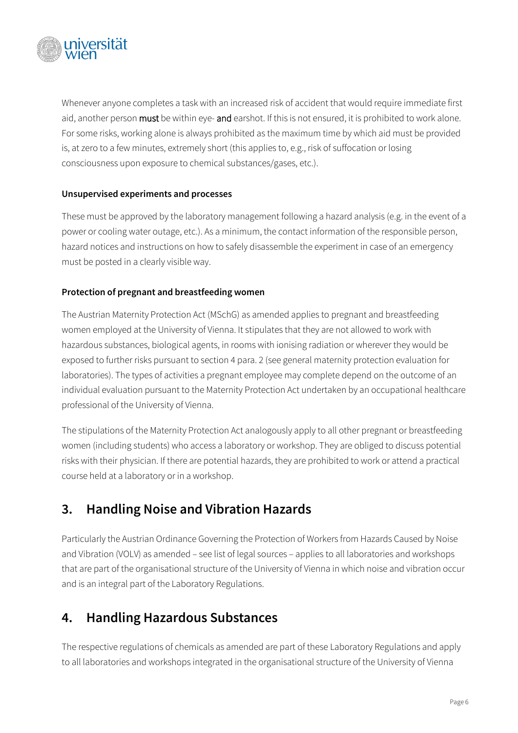Whenever anyone completes a task with an increased risk of accident that would require immediate first aid, another person **must** be within eye- **and** earshot. If this is not ensured, it is prohibited to work alone. For some risks, working alone is always prohibited as the maximum time by which aid must be provided is, at zero to a few minutes, extremely short (this applies to, e.g., risk of suffocation or losing consciousness upon exposure to chemical substances/gases, etc.).

**Unsupervised experiments and processes**

These must be approved by the laboratory management following a hazard analysis (e.g. in the event of a power or cooling water outage, etc.). As a minimum, the contact information of the responsible person, hazard notices and instructions on how to safely disassemble the experiment in case of an emergency must be posted in a clearly visible way.

**Protection of pregnant and breastfeeding women**

The Austrian Maternity Protection Act (MSchG) as amended applies to pregnant and breastfeeding women employed at the University of Vienna. It stipulates that they are not allowed to work with hazardous substances, biological agents, in rooms with ionising radiation or wherever they would be exposed to further risks pursuant to section 4 para. 2 (see general maternity protection evaluation for laboratories). The types of activities a pregnant employee may complete depend on the outcome of an individual evaluation pursuant to the Maternity Protection Act undertaken by an occupational healthcare professional of the University of Vienna.

The stipulations of the Maternity Protection Act analogously apply to all other pregnant or breastfeeding women (including students) who access a laboratory or workshop. They are obliged to discuss potential risks with their physician. If there are potential hazards, they are prohibited to work or attend a practical course held at a laboratory or in a workshop.

## 3. Handling Noise and Vibration Hazards

Particularly the Austrian Ordinance Governing the Protection of Workers from Hazards Caused by Noise and Vibration (VOLV) as amended – see list of legal sources – applies to all laboratories and workshops that are part of the organisational structure of the University of Vienna in which noise and vibration occur and is an integral part of the Laboratory Regulations.

## 4. Handling Hazardous Substances

The respective regulations of chemicals as amended are part of these Laboratory Regulations and apply to all laboratories and workshops integrated in the organisational structure of the University of Vienna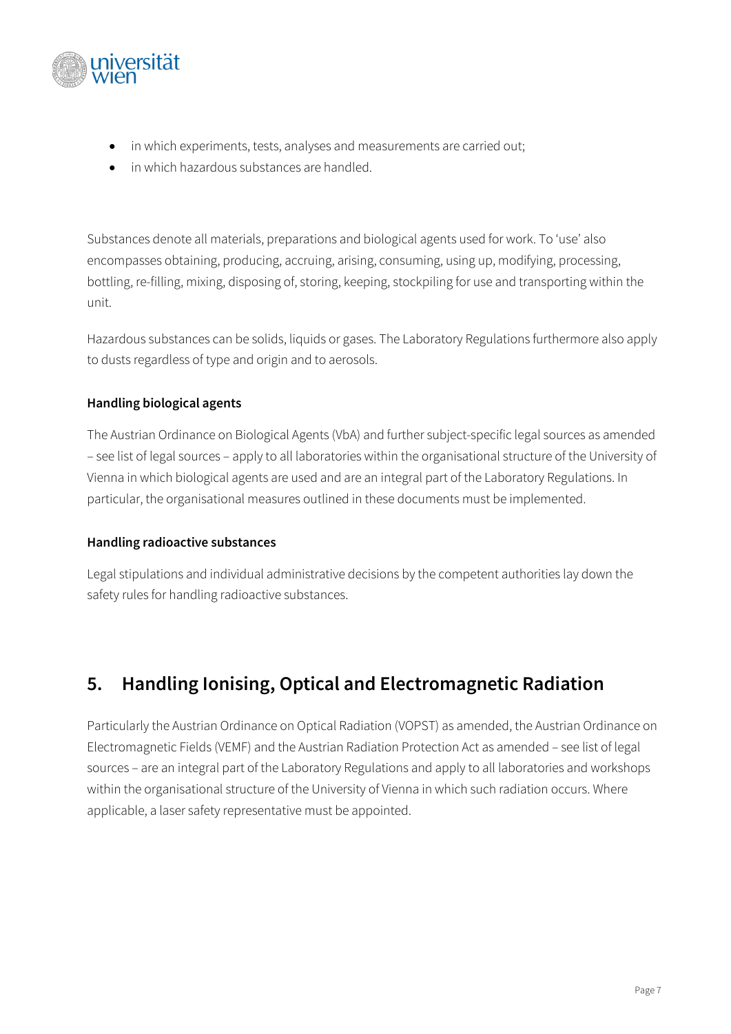- in which experiments, tests, analyses and measurements are carried out;
- in which hazardous substances are handled.

Substances denote all materials, preparations and biological agents used for work. To 'use' also encompasses obtaining, producing, accruing, arising, consuming, using up, modifying, processing, bottling, re-filling, mixing, disposing of, storing, keeping, stockpiling for use and transporting within the unit.

Hazardous substances can be solids, liquids or gases. The Laboratory Regulations furthermore also apply to dusts regardless of type and origin and to aerosols.

**Handling biological agents**

The Austrian Ordinance on Biological Agents (VbA) and further subject-specific legal sources as amended – see list of legal sources – apply to all laboratories within the organisational structure of the University of Vienna in which biological agents are used and are an integral part of the Laboratory Regulations. In particular, the organisational measures outlined in these documents must be implemented.

**Handling radioactive substances**

Legal stipulations and individual administrative decisions by the competent authorities lay down the safety rules for handling radioactive substances.

## 5. Handling Ionising, Optical and Electromagnetic Radiation

Particularly the Austrian Ordinance on Optical Radiation (VOPST) as amended, the Austrian Ordinance on Electromagnetic Fields (VEMF) and the Austrian Radiation Protection Act as amended – see list of legal sources – are an integral part of the Laboratory Regulations and apply to all laboratories and workshops within the organisational structure of the University of Vienna in which such radiation occurs. Where applicable, a laser safety representative must be appointed.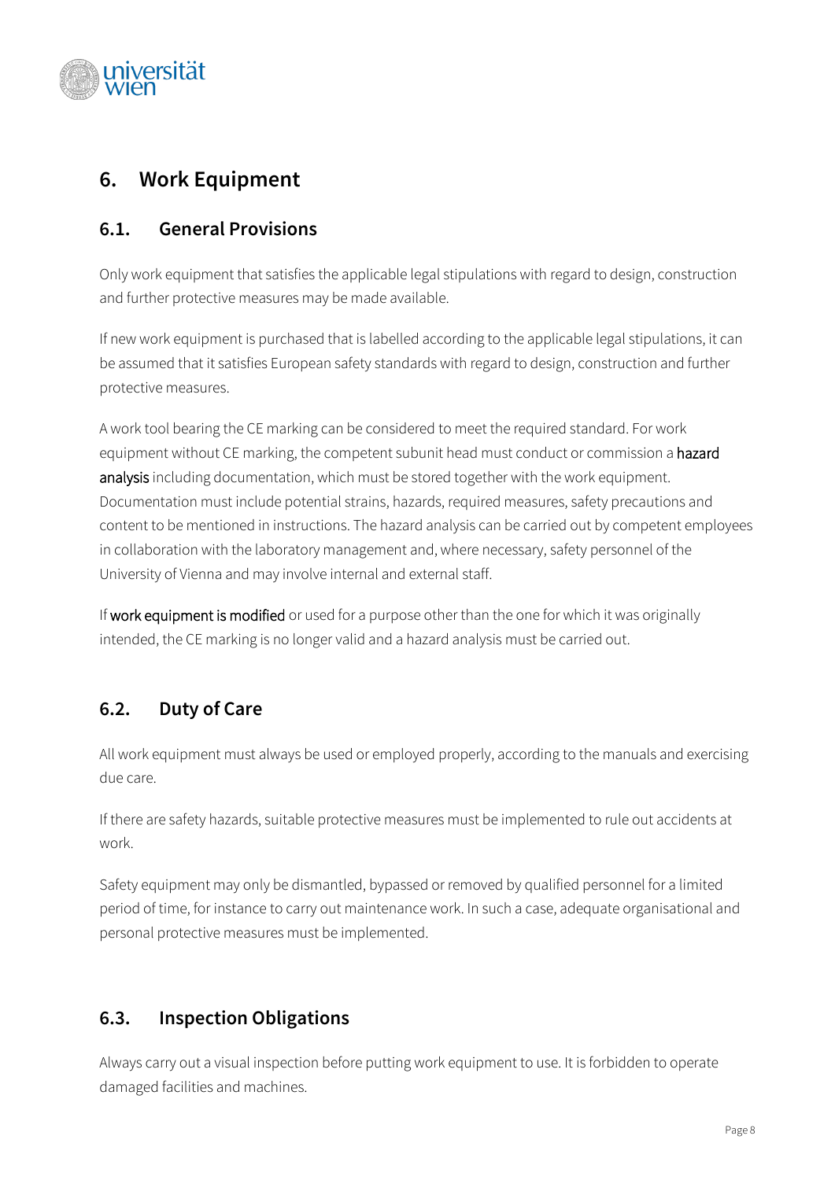# 6. Work Equipment

## 6.1. General Provisions

Only work equipment that satisfies the applicable legal stipulations with regard to design, construction and further protective measures may be made available.

If new work equipment is purchased that is labelled according to the applicable legal stipulations, it can be assumed that it satisfies European safety standards with regard to design, construction and further protective measures.

A work tool bearing the CE marking can be considered to meet the required standard. For work equipment without CE marking, the competent subunit head must conduct or commission a hazard analysis including documentation, which must be stored together with the work equipment. Documentation must include potential strains, hazards, required measures, safety precautions and content to be mentioned in instructions. The hazard analysis can be carried out by competent employees in collaboration with the laboratory management and, where necessary, safety personnel of the University of Vienna and may involve internal and external staff.

If work equipment is modified or used for a purpose other than the one for which it was originally intended, the CE marking is no longer valid and a hazard analysis must be carried out.

## 6.2. Duty of Care

All work equipment must always be used or employed properly, according to the manuals and exercising due care.

If there are safety hazards, suitable protective measures must be implemented to rule out accidents at work.

Safety equipment may only be dismantled, bypassed or removed by qualified personnel for a limited period of time, for instance to carry out maintenance work. In such a case, adequate organisational and personal protective measures must be implemented.

## 6.3. Inspection Obligations

Always carry out a visual inspection before putting work equipment to use. It is forbidden to operate damaged facilities and machines.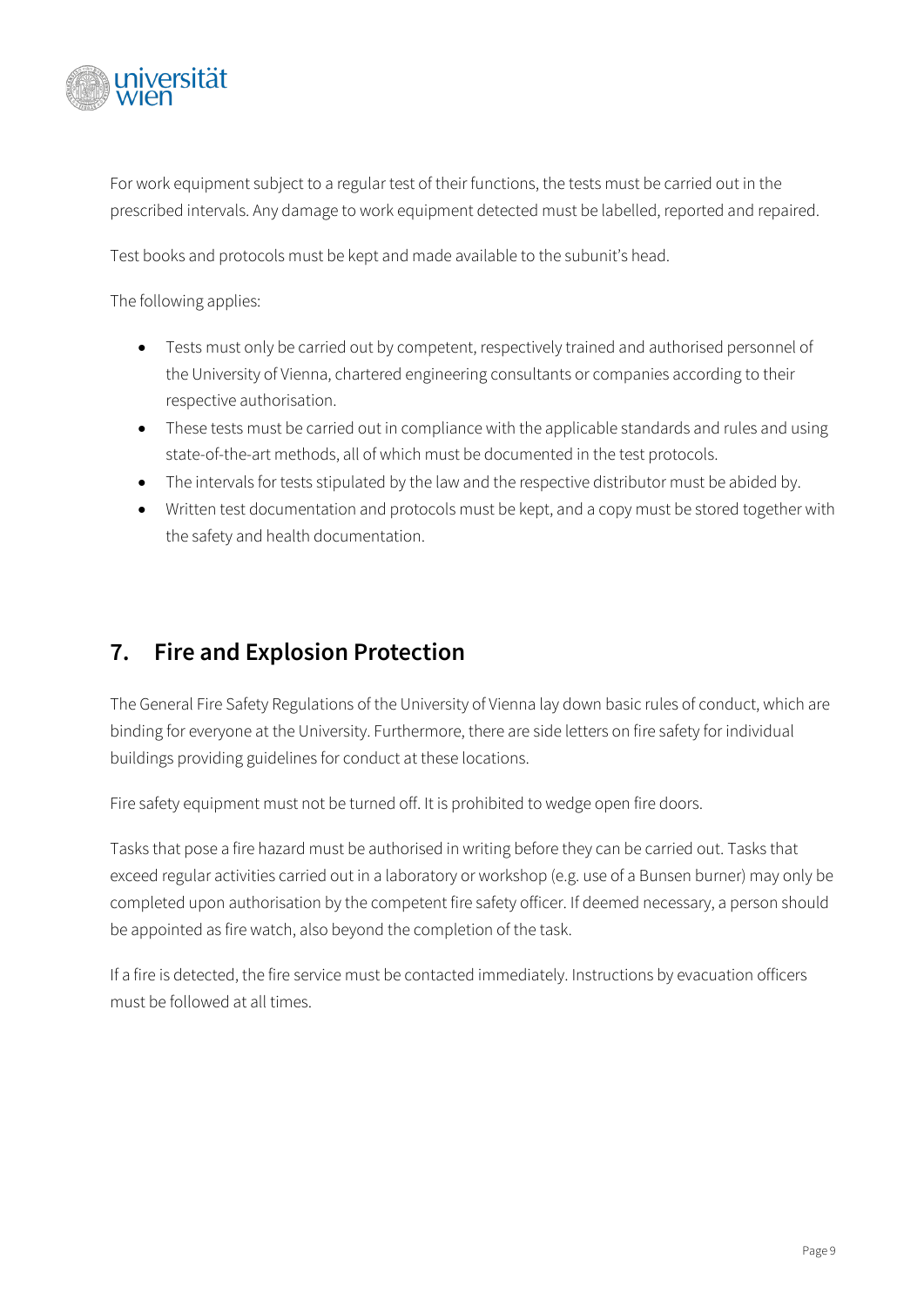For work equipment subject to a regular test of their functions, the tests must be carried out in the prescribed intervals. Any damage to work equipment detected must be labelled, reported and repaired.

Test books and protocols must be kept and made available to the subunit's head.

The following applies:

- Tests must only be carried out by competent, respectively trained and authorised personnel of the University of Vienna, chartered engineering consultants or companies according to their respective authorisation.
- These tests must be carried out in compliance with the applicable standards and rules and using state-of-the-art methods, all of which must be documented in the test protocols.
- The intervals for tests stipulated by the law and the respective distributor must be abided by.
- Written test documentation and protocols must be kept, and a copy must be stored together with the safety and health documentation.

## 7. Fire and Explosion Protection

The General Fire Safety Regulations of the University of Vienna lay down basic rules of conduct, which are binding for everyone at the University. Furthermore, there are side letters on fire safety for individual buildings providing guidelines for conduct at these locations.

Fire safety equipment must not be turned off. It is prohibited to wedge open fire doors.

Tasks that pose a fire hazard must be authorised in writing before they can be carried out. Tasks that exceed regular activities carried out in a laboratory or workshop (e.g. use of a Bunsen burner) may only be completed upon authorisation by the competent fire safety officer. If deemed necessary, a person should be appointed as fire watch, also beyond the completion of the task.

If a fire is detected, the fire service must be contacted immediately. Instructions by evacuation officers must be followed at all times.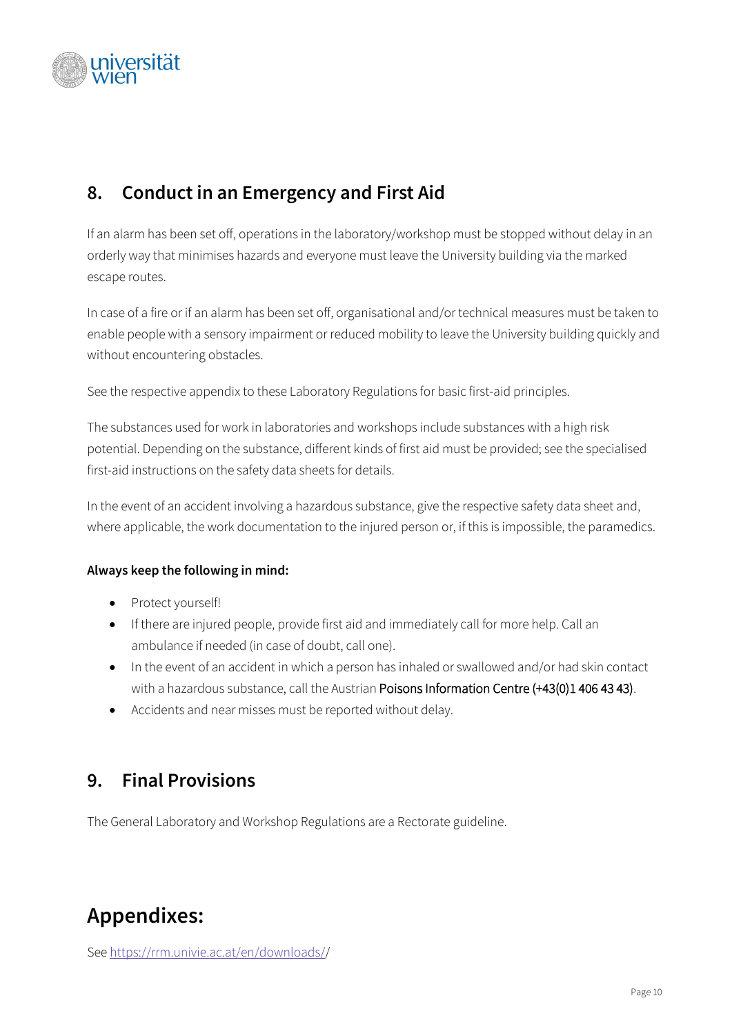## 8. Conduct in an Emergency and First Aid

If an alarm has been set off, operations in the laboratory/workshop must be stopped without delay in an orderly way that minimises hazards and everyone must leave the University building via the marked escape routes.

In case of a fire or if an alarm has been set off, organisational and/or technical measures must be taken to enable people with a sensory impairment or reduced mobility to leave the University building quickly and without encountering obstacles.

See the respective appendix to these Laboratory Regulations for basic first-aid principles.

The substances used for work in laboratories and workshops include substances with a high risk potential. Depending on the substance, different kinds of first aid must be provided; see the specialised first-aid instructions on the safety data sheets for details.

In the event of an accident involving a hazardous substance, give the respective safety data sheet and, where applicable, the work documentation to the injured person or, if this is impossible, the paramedics.

**Always keep the following in mind:**

- Protect yourself!
- If there are injured people, provide first aid and immediately call for more help. Call an ambulance if needed (in case of doubt, call one).
- In the event of an accident in which a person has inhaled or swallowed and/or had skin contact with a hazardous substance, call the Austrian Poisons Information Centre (+43(0)1 406 43 43).
- Accidents and near misses must be reported without delay.

## 9. Final Provisions

The General Laboratory and Workshop Regulations are a Rectorate guideline.

# Appendixes:

See https://rrm.univie.ac.at/en/downloads//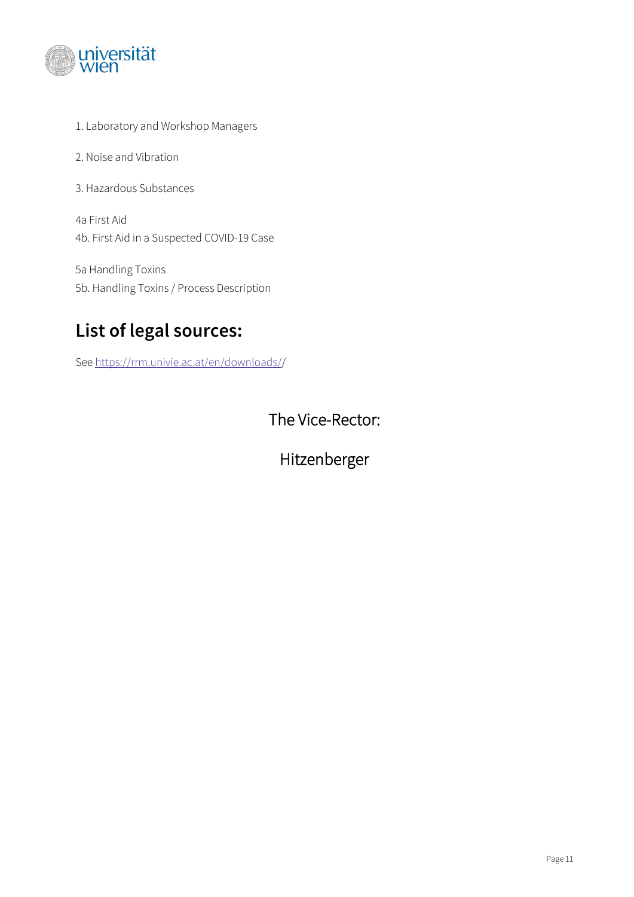1. Laboratory and Workshop Managers

2. Noise and Vibration

3. Hazardous Substances

4a First Aid
4b. First Aid in a Suspected COVID-19 Case

5a Handling Toxins
5b. Handling Toxins / Process Description

## List of legal sources:

See https://rrm.univie.ac.at/en/downloads//

The Vice-Rector:

Hitzenberger